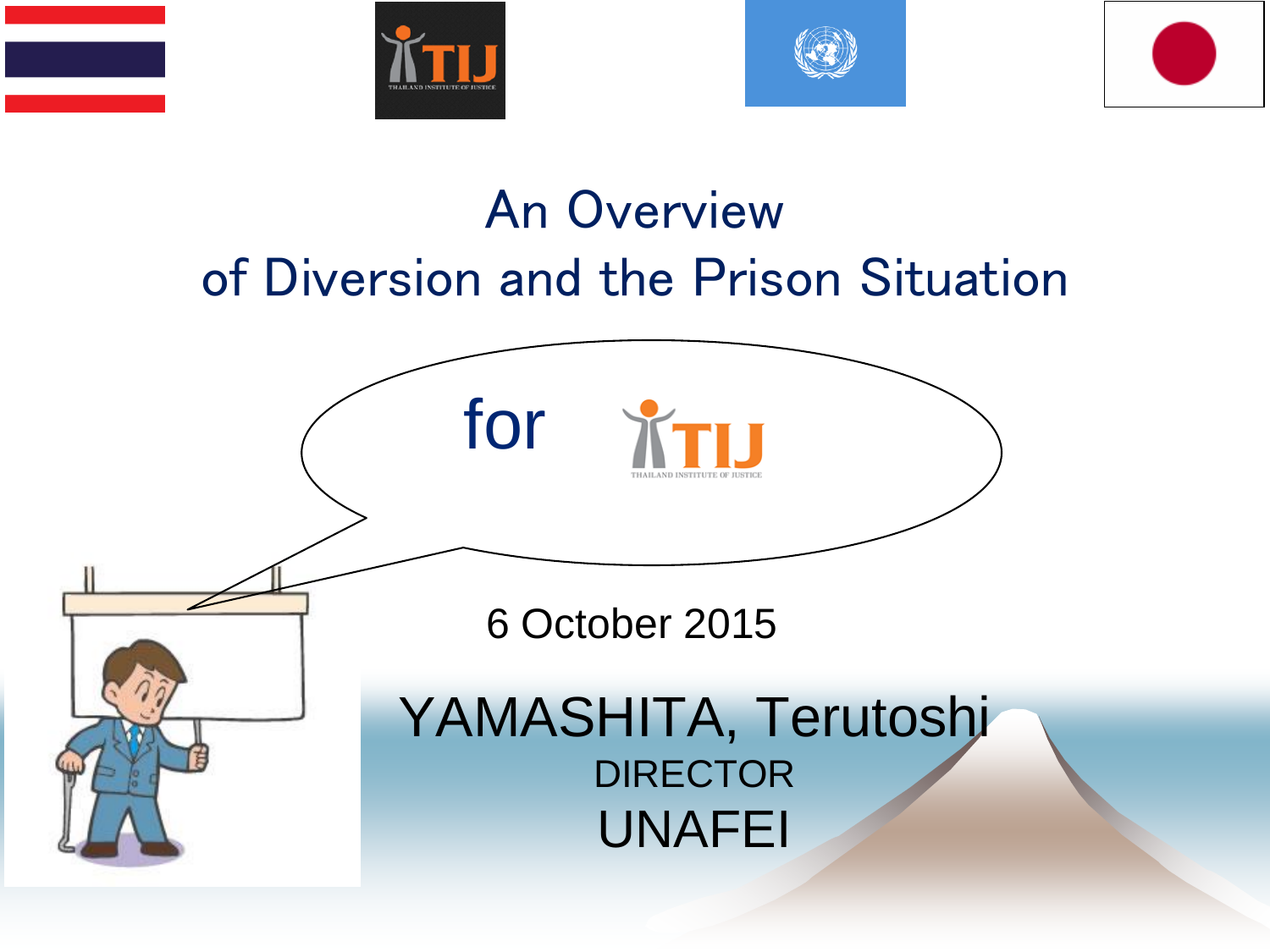# An Overview of Diversion and the Prison Situation

for TIJ

THAILAND INSTITUTE OF JUSTICE

6 October 2015

YAMASHITA, Terutoshi

DIRECTOR

UNAFEI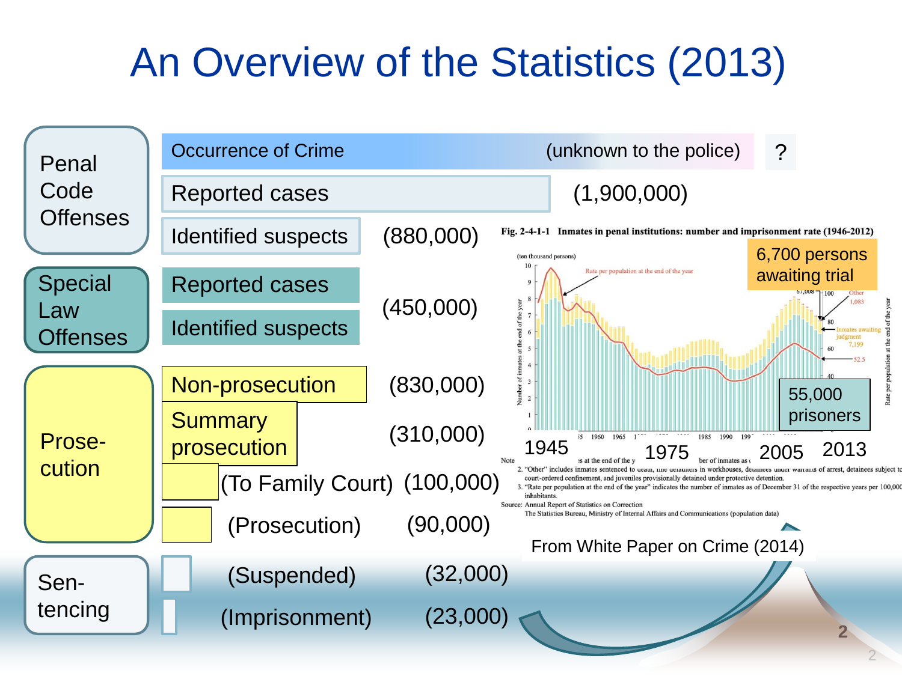# An Overview of the Statistics (2013)

## Penal Code Offenses

| Category | Number |
|---|---|
| Occurrence of Crime (unknown to the police) | ? |
| Reported cases | (1,900,000) |
| Identified suspects | (880,000) |

## Special Law Offenses

| Category | Number |
|---|---|
| Reported cases / Identified suspects | (450,000) |

## Prose-cution

| Category | Number |
|---|---|
| Non-prosecution | (830,000) |
| Summary prosecution | (310,000) |
| (To Family Court) | (100,000) |
| (Prosecution) | (90,000) |

## Sen-tencing

| Category | Number |
|---|---|
| (Suspended) | (32,000) |
| (Imprisonment) | (23,000) |

**Fig. 2-4-1-1 Inmates in penal institutions: number and imprisonment rate (1946-2012)**

- 6,700 persons awaiting trial
- 55,000 prisoners
- 1945 — 1975 — 2005 — 2013

Source: Annual Report of Statistics on Correction; The Statistics Bureau, Ministry of Internal Affairs and Communications (population data)

From White Paper on Crime (2014)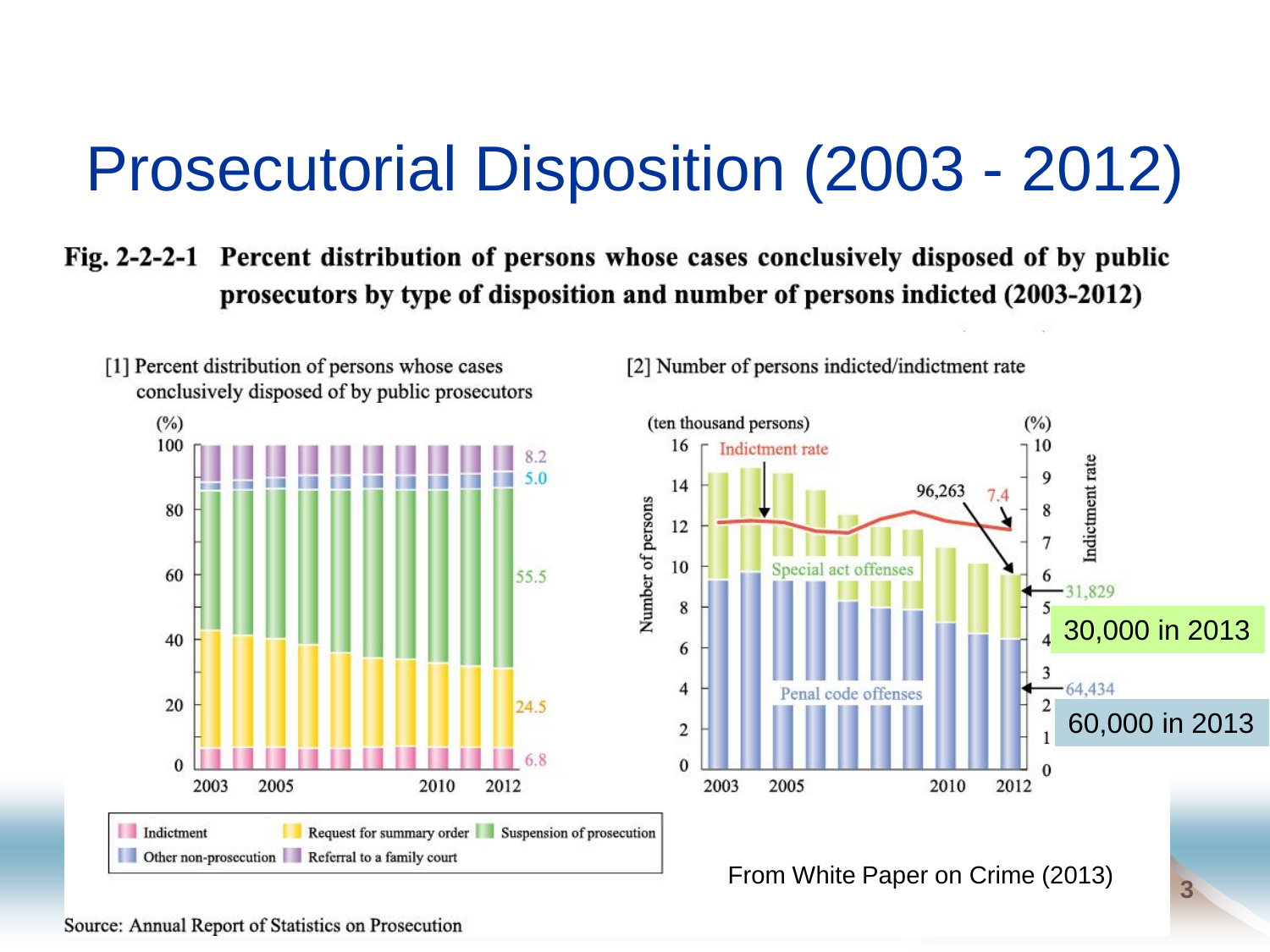# Prosecutorial Disposition (2003 - 2012)

**Fig. 2-2-2-1 Percent distribution of persons whose cases conclusively disposed of by public prosecutors by type of disposition and number of persons indicted (2003-2012)**

[1] Percent distribution of persons whose cases conclusively disposed of by public prosecutors

(%)

100, 80, 60, 40, 20, 0

2003, 2005, 2010, 2012

8.2
5.0
55.5
24.5
6.8

Indictment | Request for summary order | Suspension of prosecution | Other non-prosecution | Referral to a family court

[2] Number of persons indicted/indictment rate

(ten thousand persons) | (%)

Number of persons | Indictment rate

Indictment rate

96,263 | 7.4

Special act offenses

31,829

30,000 in 2013

Penal code offenses

64,434

60,000 in 2013

2003, 2005, 2010, 2012

From White Paper on Crime (2013)

Source: Annual Report of Statistics on Prosecution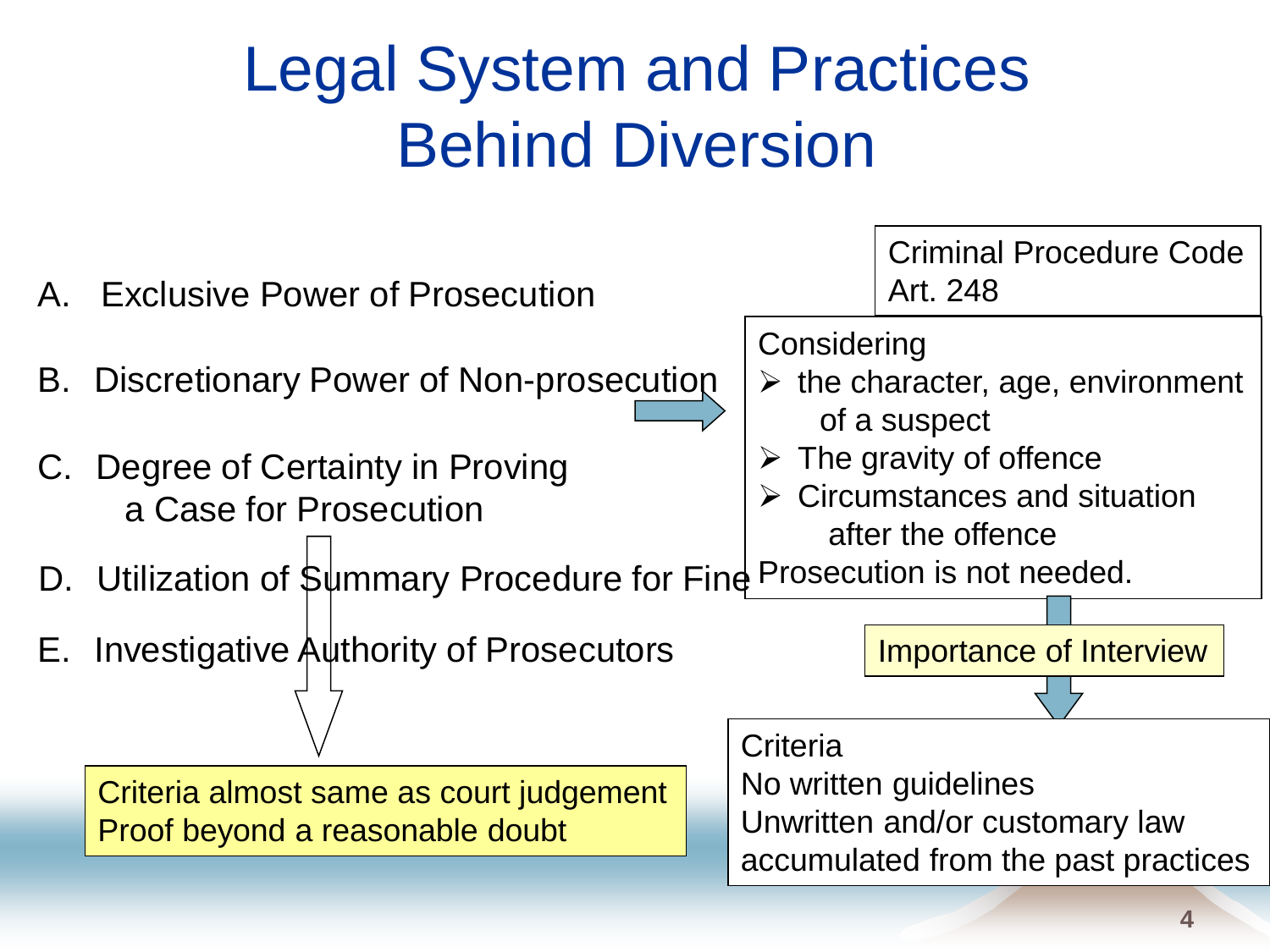# Legal System and Practices Behind Diversion

A. Exclusive Power of Prosecution

B. Discretionary Power of Non-prosecution

C. Degree of Certainty in Proving a Case for Prosecution

D. Utilization of Summary Procedure for Fine

E. Investigative Authority of Prosecutors

Criteria almost same as court judgement
Proof beyond a reasonable doubt

Criminal Procedure Code Art. 248

Considering

- the character, age, environment of a suspect
- The gravity of offence
- Circumstances and situation after the offence

Prosecution is not needed.

Importance of Interview

Criteria
No written guidelines
Unwritten and/or customary law accumulated from the past practices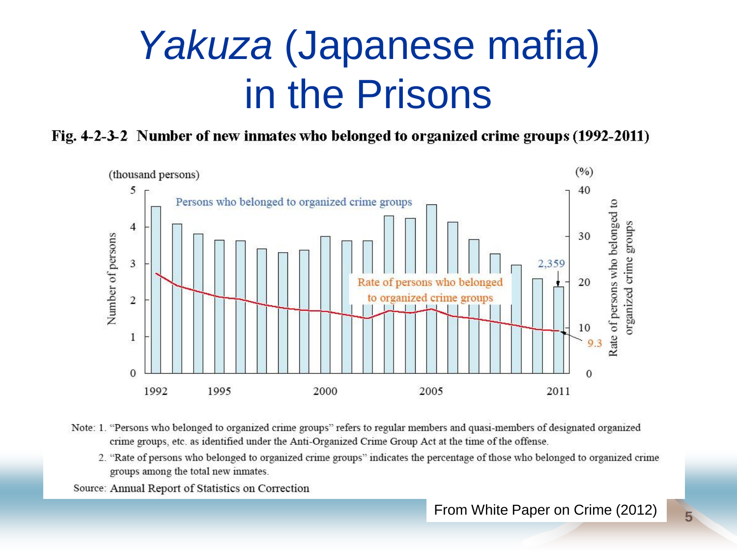# *Yakuza* (Japanese mafia) in the Prisons

**Fig. 4-2-3-2 Number of new inmates who belonged to organized crime groups (1992-2011)**

Note: 1. "Persons who belonged to organized crime groups" refers to regular members and quasi-members of designated organized crime groups, etc. as identified under the Anti-Organized Crime Group Act at the time of the offense.

2. "Rate of persons who belonged to organized crime groups" indicates the percentage of those who belonged to organized crime groups among the total new inmates.

Source: Annual Report of Statistics on Correction

From White Paper on Crime (2012)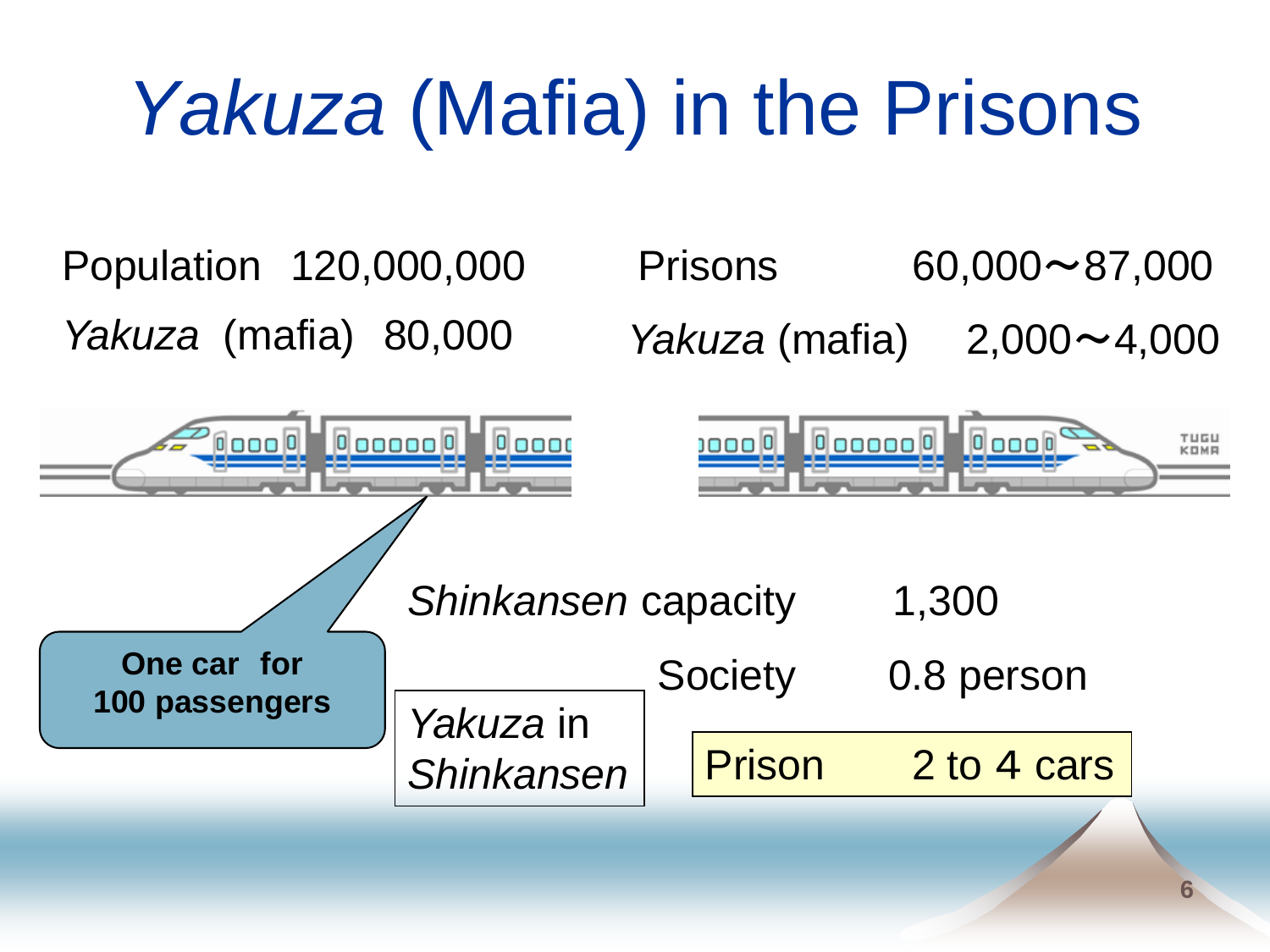# *Yakuza* (Mafia) in the Prisons

| | | | |
|---|---|---|---|
| Population | 120,000,000 | Prisons | 60,000～87,000 |
| *Yakuza* (mafia) | 80,000 | *Yakuza* (mafia) | 2,000～4,000 |

**One car for 100 passengers**

*Shinkansen* capacity 1,300

*Yakuza* in *Shinkansen*

| | |
|---|---|
| Society | 0.8 person |
| Prison | 2 to 4 cars |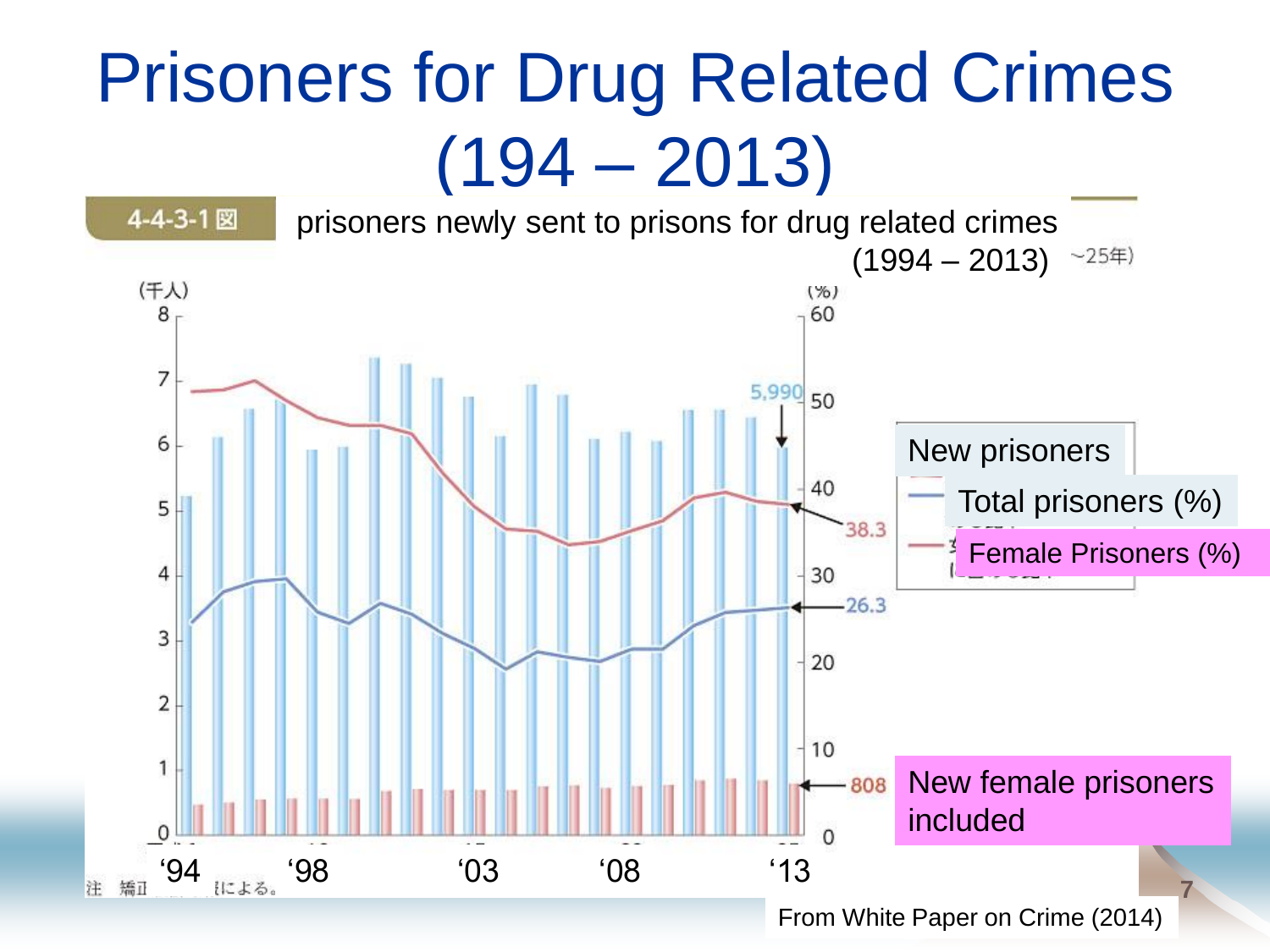# Prisoners for Drug Related Crimes (194 – 2013)

4-4-3-1図 prisoners newly sent to prisons for drug related crimes (1994 – 2013) ~25年)

(千人)

(%)

5,990

38.3

26.3

808

New prisoners

Total prisoners (%)

Female Prisoners (%)

New female prisoners included

'94 '98 '03 '08 '13

From White Paper on Crime (2014)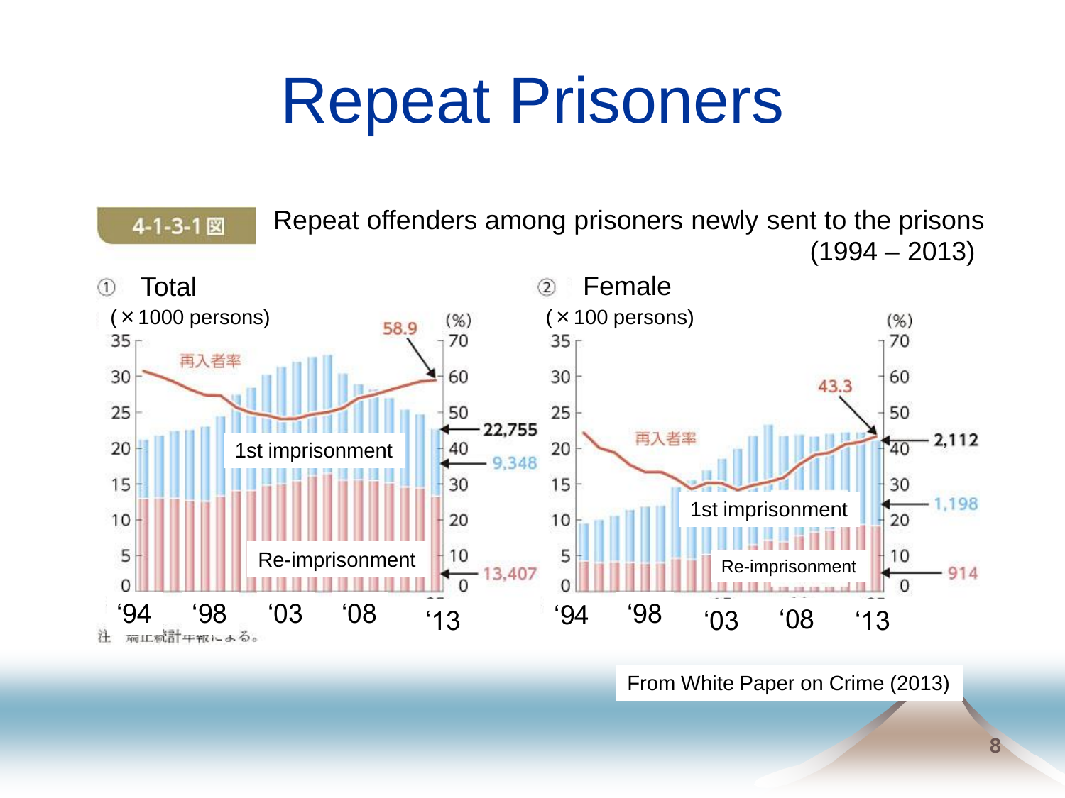# Repeat Prisoners

4-1-3-1 図 Repeat offenders among prisoners newly sent to the prisons (1994 – 2013)

① Total

(×1000 persons)

(%)

再入者率

58.9

22,755

9,348

13,407

1st imprisonment

Re-imprisonment

'94 '98 '03 '08 '13

② Female

(×100 persons)

(%)

再入者率

43.3

2,112

1,198

914

1st imprisonment

Re-imprisonment

'94 '98 '03 '08 '13

注 矯正統計年報による。

From White Paper on Crime (2013)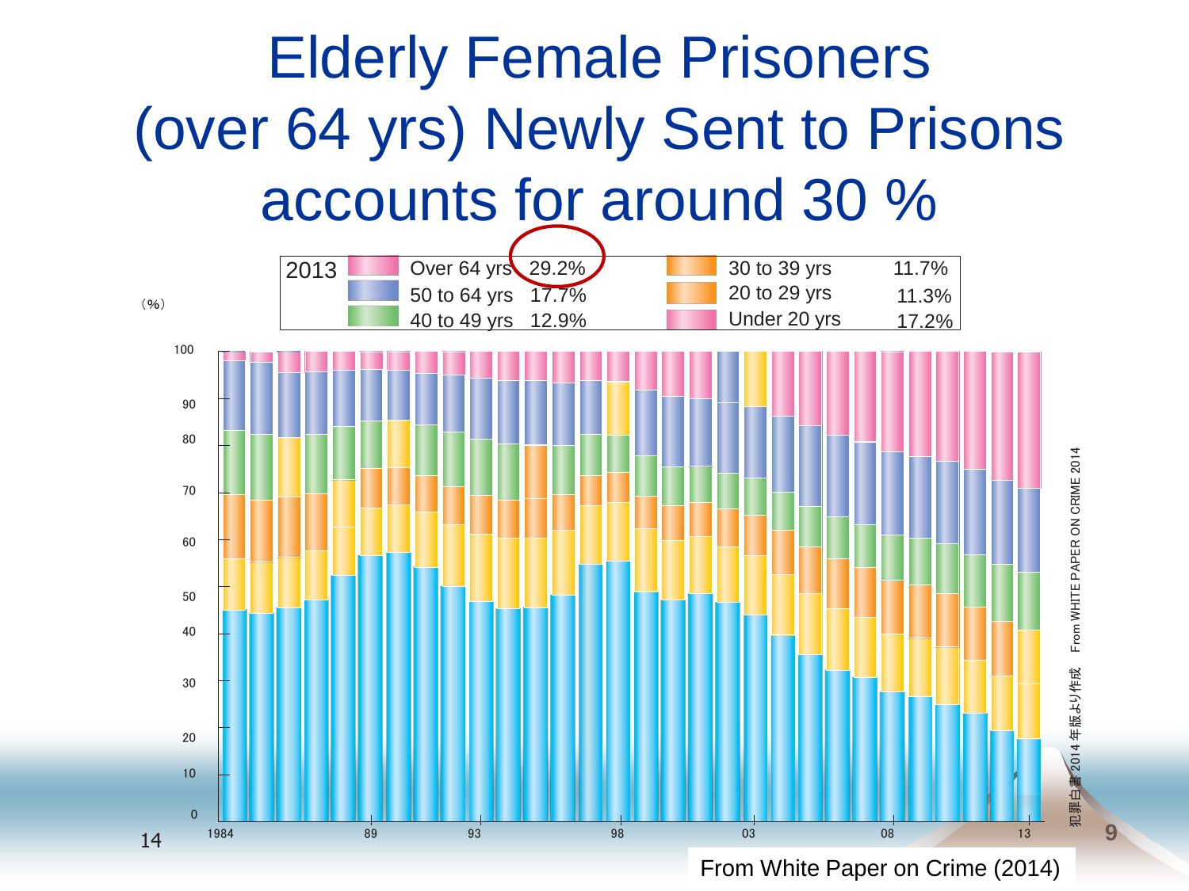# Elderly Female Prisoners (over 64 yrs) Newly Sent to Prisons accounts for around 30 %

| 2013 | | | |
|---|---|---|---|
| Over 64 yrs | 29.2% | 30 to 39 yrs | 11.7% |
| 50 to 64 yrs | 17.7% | 20 to 29 yrs | 11.3% |
| 40 to 49 yrs | 12.9% | Under 20 yrs | 17.2% |

(%)

From WHITE PAPER ON CRIME 2014

犯罪白書2014年版より作成

From White Paper on Crime (2014)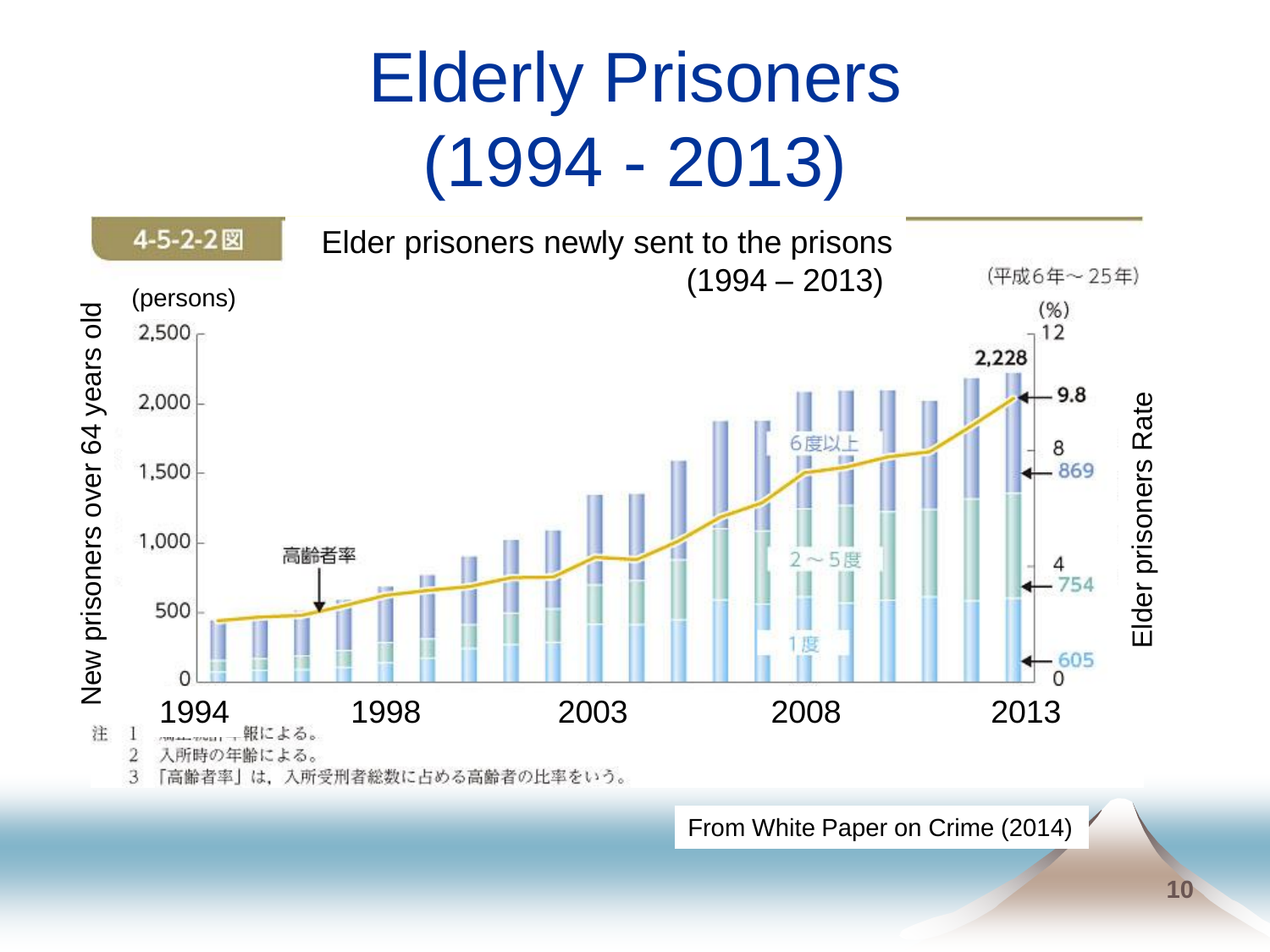# Elderly Prisoners (1994 - 2013)

4-5-2-2図

Elder prisoners newly sent to the prisons (1994 – 2013)

(平成6年～25年)

(persons)

New prisoners over 64 years old

Elder prisoners Rate

(%)

2,500
2,000
1,500
1,000
500
0

12
8
4
0

2,228

9.8

869

754

605

高齢者率

6度以上

2～5度

1度

1994 1998 2003 2008 2013

注 1 矯正統計年報による。
2 入所時の年齢による。
3 「高齢者率」は，入所受刑者総数に占める高齢者の比率をいう。

From White Paper on Crime (2014)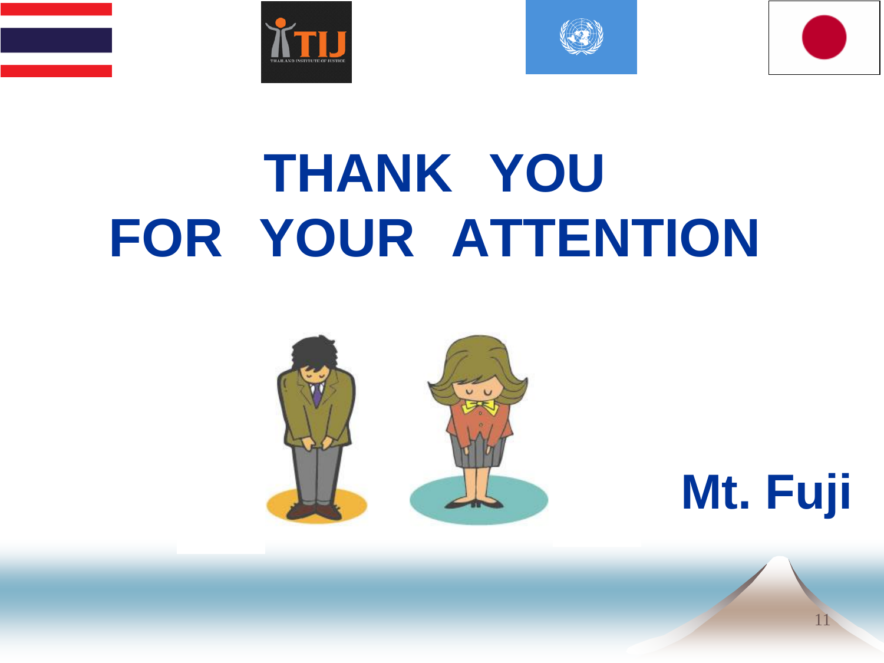# THANK YOU FOR YOUR ATTENTION

Mt. Fuji